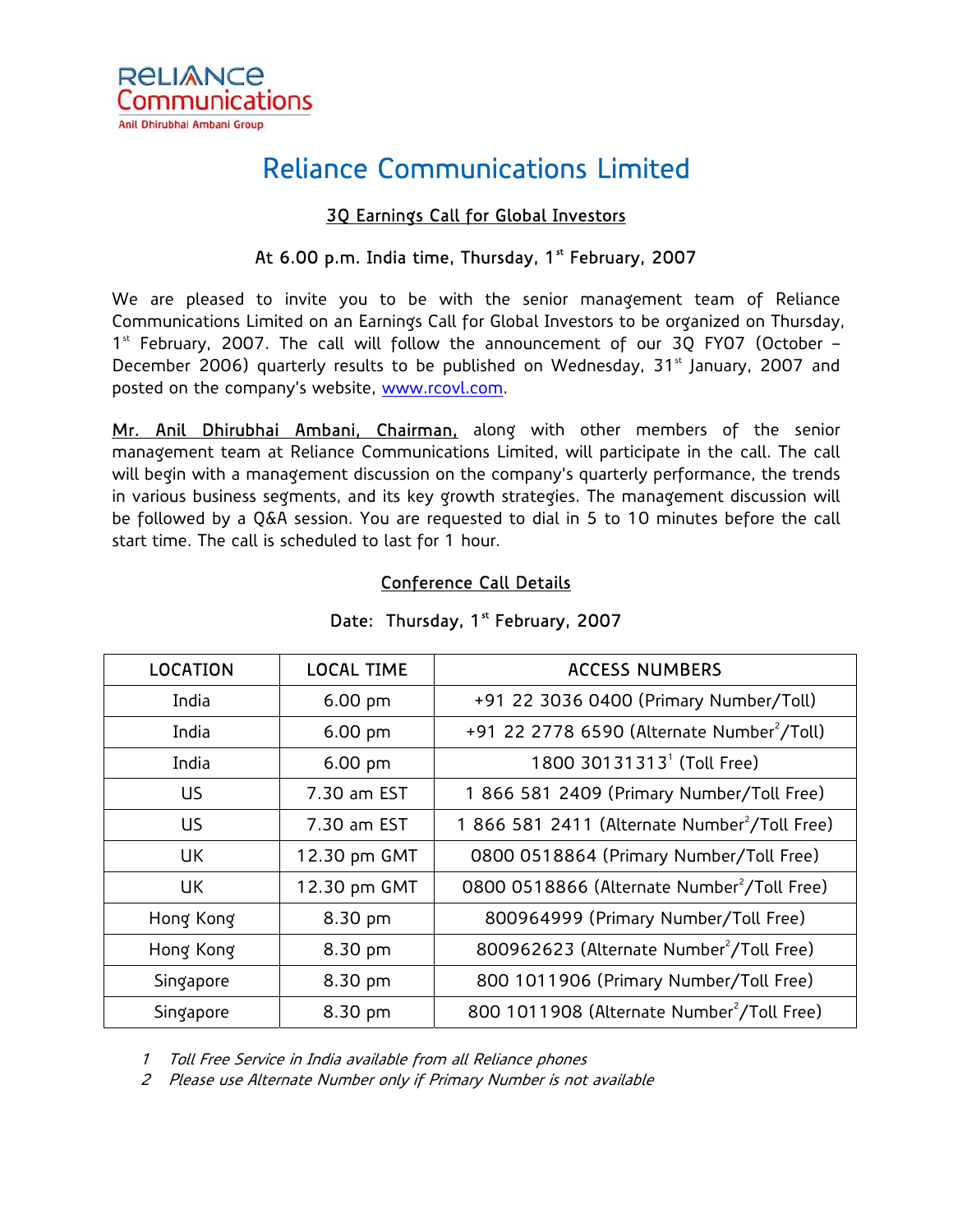Reliance Communications
Anil Dhirubhai Ambani Group

# Reliance Communications Limited

## 3Q Earnings Call for Global Investors

### At 6.00 p.m. India time, Thursday, 1st February, 2007

We are pleased to invite you to be with the senior management team of Reliance Communications Limited on an Earnings Call for Global Investors to be organized on Thursday, 1st February, 2007. The call will follow the announcement of our 3Q FY07 (October – December 2006) quarterly results to be published on Wednesday, 31st January, 2007 and posted on the company's website, www.rcovl.com.

Mr. Anil Dhirubhai Ambani, Chairman, along with other members of the senior management team at Reliance Communications Limited, will participate in the call. The call will begin with a management discussion on the company's quarterly performance, the trends in various business segments, and its key growth strategies. The management discussion will be followed by a Q&A session. You are requested to dial in 5 to 10 minutes before the call start time. The call is scheduled to last for 1 hour.

## Conference Call Details

Date: Thursday, 1st February, 2007

| LOCATION | LOCAL TIME | ACCESS NUMBERS |
|---|---|---|
| India | 6.00 pm | +91 22 3036 0400 (Primary Number/Toll) |
| India | 6.00 pm | +91 22 2778 6590 (Alternate Number[2]/Toll) |
| India | 6.00 pm | 1800 30131313[1] (Toll Free) |
| US | 7.30 am EST | 1 866 581 2409 (Primary Number/Toll Free) |
| US | 7.30 am EST | 1 866 581 2411 (Alternate Number[2]/Toll Free) |
| UK | 12.30 pm GMT | 0800 0518864 (Primary Number/Toll Free) |
| UK | 12.30 pm GMT | 0800 0518866 (Alternate Number[2]/Toll Free) |
| Hong Kong | 8.30 pm | 800964999 (Primary Number/Toll Free) |
| Hong Kong | 8.30 pm | 800962623 (Alternate Number[2]/Toll Free) |
| Singapore | 8.30 pm | 800 1011906 (Primary Number/Toll Free) |
| Singapore | 8.30 pm | 800 1011908 (Alternate Number[2]/Toll Free) |

1 *Toll Free Service in India available from all Reliance phones*

2 *Please use Alternate Number only if Primary Number is not available*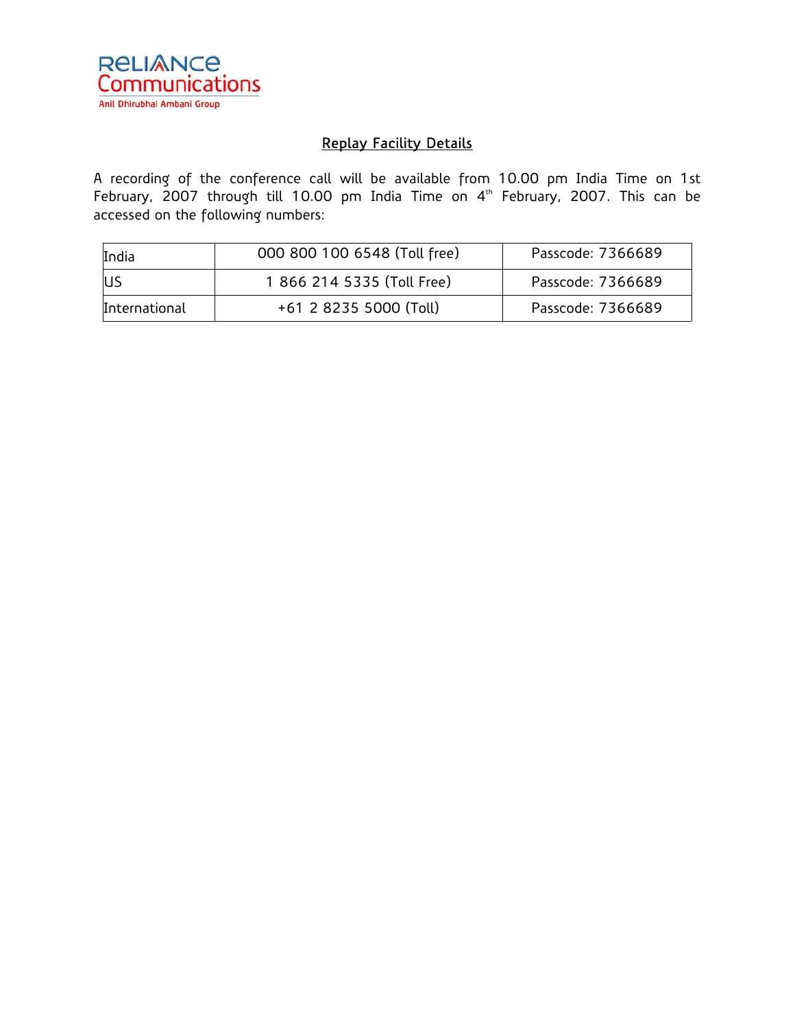Reliance Communications

Anil Dhirubhai Ambani Group

## Replay Facility Details

A recording of the conference call will be available from 10.00 pm India Time on 1st February, 2007 through till 10.00 pm India Time on 4th February, 2007. This can be accessed on the following numbers:

| | | |
|---|---|---|
| India | 000 800 100 6548 (Toll free) | Passcode: 7366689 |
| US | 1 866 214 5335 (Toll Free) | Passcode: 7366689 |
| International | +61 2 8235 5000 (Toll) | Passcode: 7366689 |